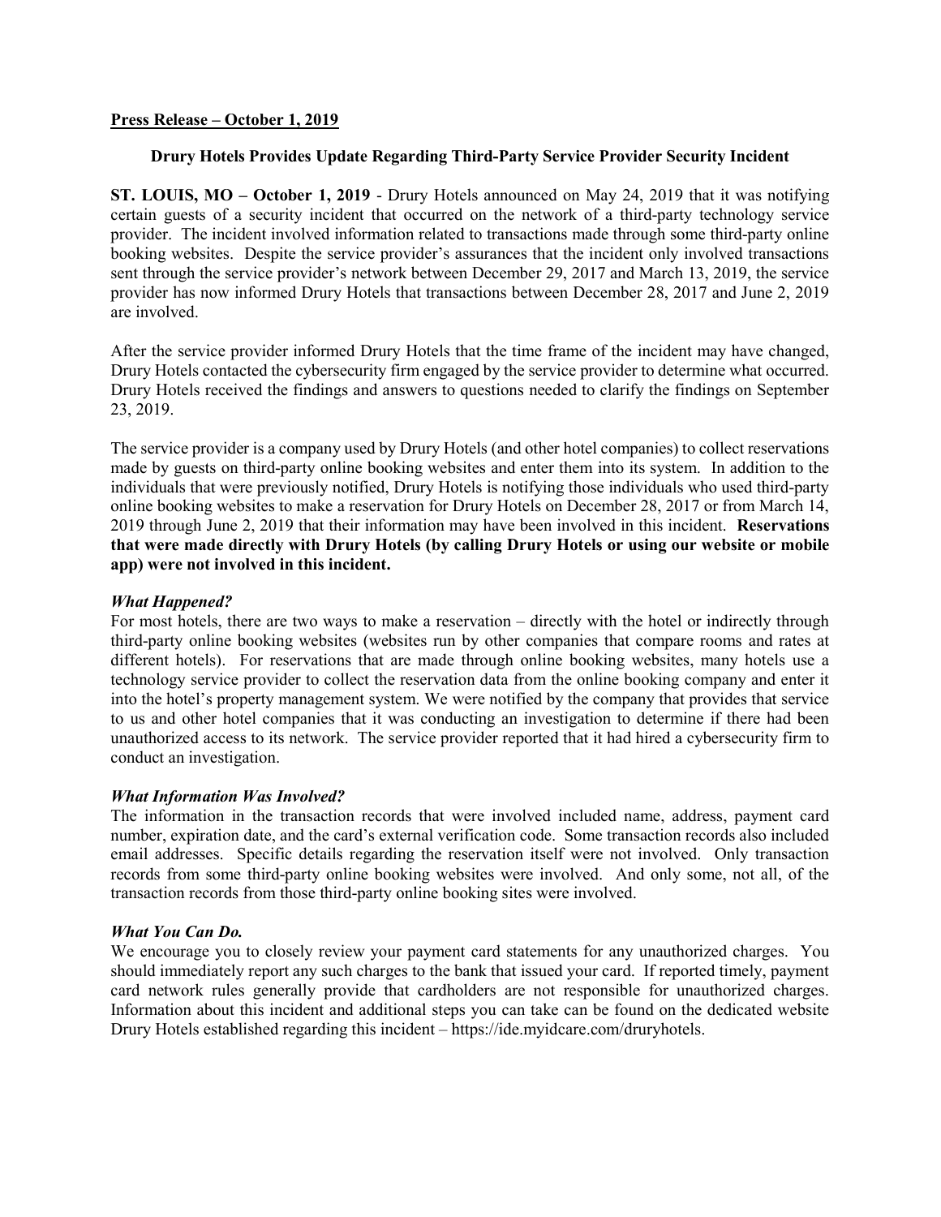**Press Release – October 1, 2019**

**Drury Hotels Provides Update Regarding Third-Party Service Provider Security Incident**

**ST. LOUIS, MO – October 1, 2019** - Drury Hotels announced on May 24, 2019 that it was notifying certain guests of a security incident that occurred on the network of a third-party technology service provider. The incident involved information related to transactions made through some third-party online booking websites. Despite the service provider's assurances that the incident only involved transactions sent through the service provider's network between December 29, 2017 and March 13, 2019, the service provider has now informed Drury Hotels that transactions between December 28, 2017 and June 2, 2019 are involved.

After the service provider informed Drury Hotels that the time frame of the incident may have changed, Drury Hotels contacted the cybersecurity firm engaged by the service provider to determine what occurred. Drury Hotels received the findings and answers to questions needed to clarify the findings on September 23, 2019.

The service provider is a company used by Drury Hotels (and other hotel companies) to collect reservations made by guests on third-party online booking websites and enter them into its system. In addition to the individuals that were previously notified, Drury Hotels is notifying those individuals who used third-party online booking websites to make a reservation for Drury Hotels on December 28, 2017 or from March 14, 2019 through June 2, 2019 that their information may have been involved in this incident. **Reservations that were made directly with Drury Hotels (by calling Drury Hotels or using our website or mobile app) were not involved in this incident.**

***What Happened?***

For most hotels, there are two ways to make a reservation – directly with the hotel or indirectly through third-party online booking websites (websites run by other companies that compare rooms and rates at different hotels). For reservations that are made through online booking websites, many hotels use a technology service provider to collect the reservation data from the online booking company and enter it into the hotel's property management system. We were notified by the company that provides that service to us and other hotel companies that it was conducting an investigation to determine if there had been unauthorized access to its network. The service provider reported that it had hired a cybersecurity firm to conduct an investigation.

***What Information Was Involved?***

The information in the transaction records that were involved included name, address, payment card number, expiration date, and the card's external verification code. Some transaction records also included email addresses. Specific details regarding the reservation itself were not involved. Only transaction records from some third-party online booking websites were involved. And only some, not all, of the transaction records from those third-party online booking sites were involved.

***What You Can Do.***

We encourage you to closely review your payment card statements for any unauthorized charges. You should immediately report any such charges to the bank that issued your card. If reported timely, payment card network rules generally provide that cardholders are not responsible for unauthorized charges. Information about this incident and additional steps you can take can be found on the dedicated website Drury Hotels established regarding this incident – https://ide.myidcare.com/druryhotels.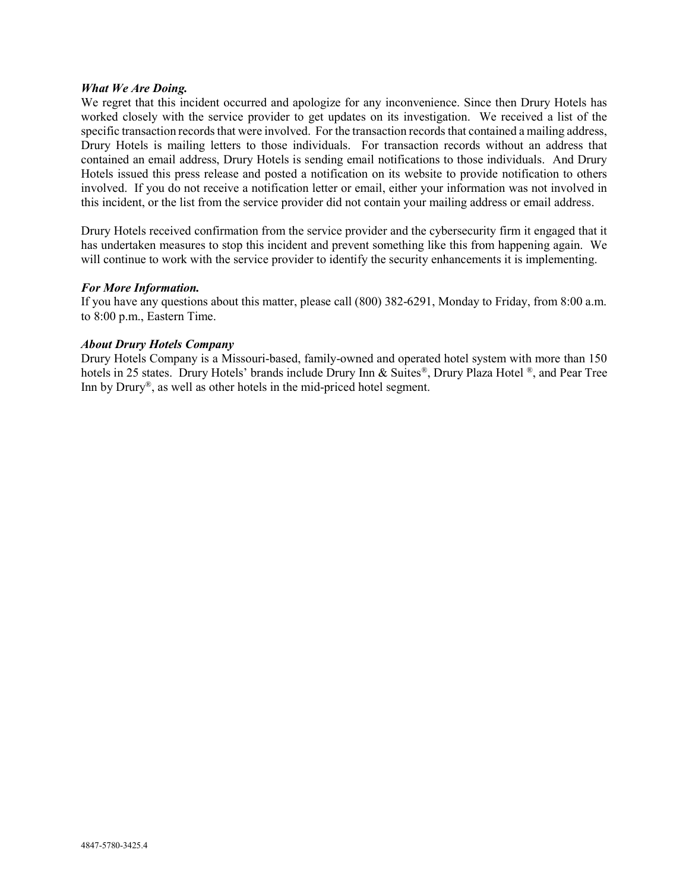***What We Are Doing.***
We regret that this incident occurred and apologize for any inconvenience. Since then Drury Hotels has worked closely with the service provider to get updates on its investigation. We received a list of the specific transaction records that were involved. For the transaction records that contained a mailing address, Drury Hotels is mailing letters to those individuals. For transaction records without an address that contained an email address, Drury Hotels is sending email notifications to those individuals. And Drury Hotels issued this press release and posted a notification on its website to provide notification to others involved. If you do not receive a notification letter or email, either your information was not involved in this incident, or the list from the service provider did not contain your mailing address or email address.

Drury Hotels received confirmation from the service provider and the cybersecurity firm it engaged that it has undertaken measures to stop this incident and prevent something like this from happening again. We will continue to work with the service provider to identify the security enhancements it is implementing.

***For More Information.***
If you have any questions about this matter, please call (800) 382-6291, Monday to Friday, from 8:00 a.m. to 8:00 p.m., Eastern Time.

***About Drury Hotels Company***
Drury Hotels Company is a Missouri-based, family-owned and operated hotel system with more than 150 hotels in 25 states. Drury Hotels' brands include Drury Inn & Suites®, Drury Plaza Hotel ®, and Pear Tree Inn by Drury®, as well as other hotels in the mid-priced hotel segment.

4847-5780-3425.4